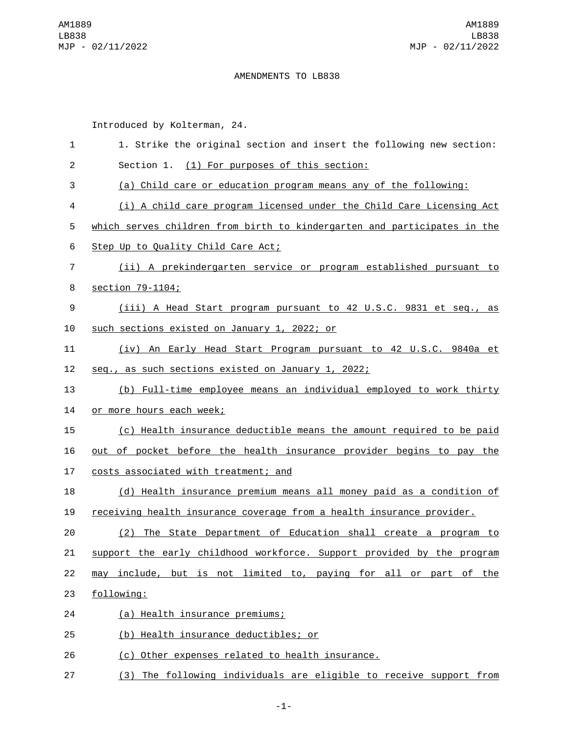AMENDMENTS TO LB838

Introduced by Kolterman, 24.

1. Strike the original section and insert the following new section:

Section 1. (1) For purposes of this section:

(a) Child care or education program means any of the following:

(i) A child care program licensed under the Child Care Licensing Act which serves children from birth to kindergarten and participates in the Step Up to Quality Child Care Act;

(ii) A prekindergarten service or program established pursuant to section 79-1104;

(iii) A Head Start program pursuant to 42 U.S.C. 9831 et seq., as such sections existed on January 1, 2022; or

(iv) An Early Head Start Program pursuant to 42 U.S.C. 9840a et seq., as such sections existed on January 1, 2022;

(b) Full-time employee means an individual employed to work thirty or more hours each week;

(c) Health insurance deductible means the amount required to be paid out of pocket before the health insurance provider begins to pay the costs associated with treatment; and

(d) Health insurance premium means all money paid as a condition of receiving health insurance coverage from a health insurance provider.

(2) The State Department of Education shall create a program to support the early childhood workforce. Support provided by the program may include, but is not limited to, paying for all or part of the following:

(a) Health insurance premiums;

(b) Health insurance deductibles; or

(c) Other expenses related to health insurance.

(3) The following individuals are eligible to receive support from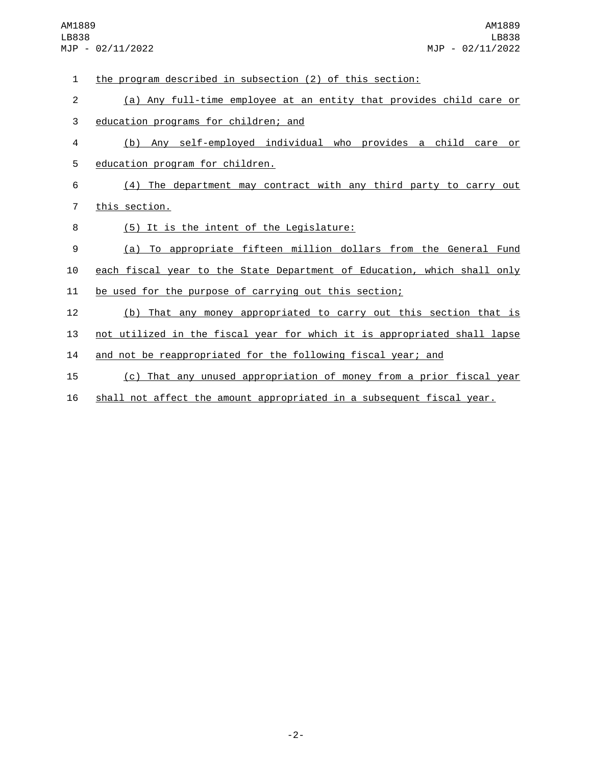the program described in subsection (2) of this section:

(a) Any full-time employee at an entity that provides child care or education programs for children; and

(b) Any self-employed individual who provides a child care or education program for children.

(4) The department may contract with any third party to carry out this section.

(5) It is the intent of the Legislature:

(a) To appropriate fifteen million dollars from the General Fund each fiscal year to the State Department of Education, which shall only be used for the purpose of carrying out this section;

(b) That any money appropriated to carry out this section that is not utilized in the fiscal year for which it is appropriated shall lapse and not be reappropriated for the following fiscal year; and

(c) That any unused appropriation of money from a prior fiscal year shall not affect the amount appropriated in a subsequent fiscal year.